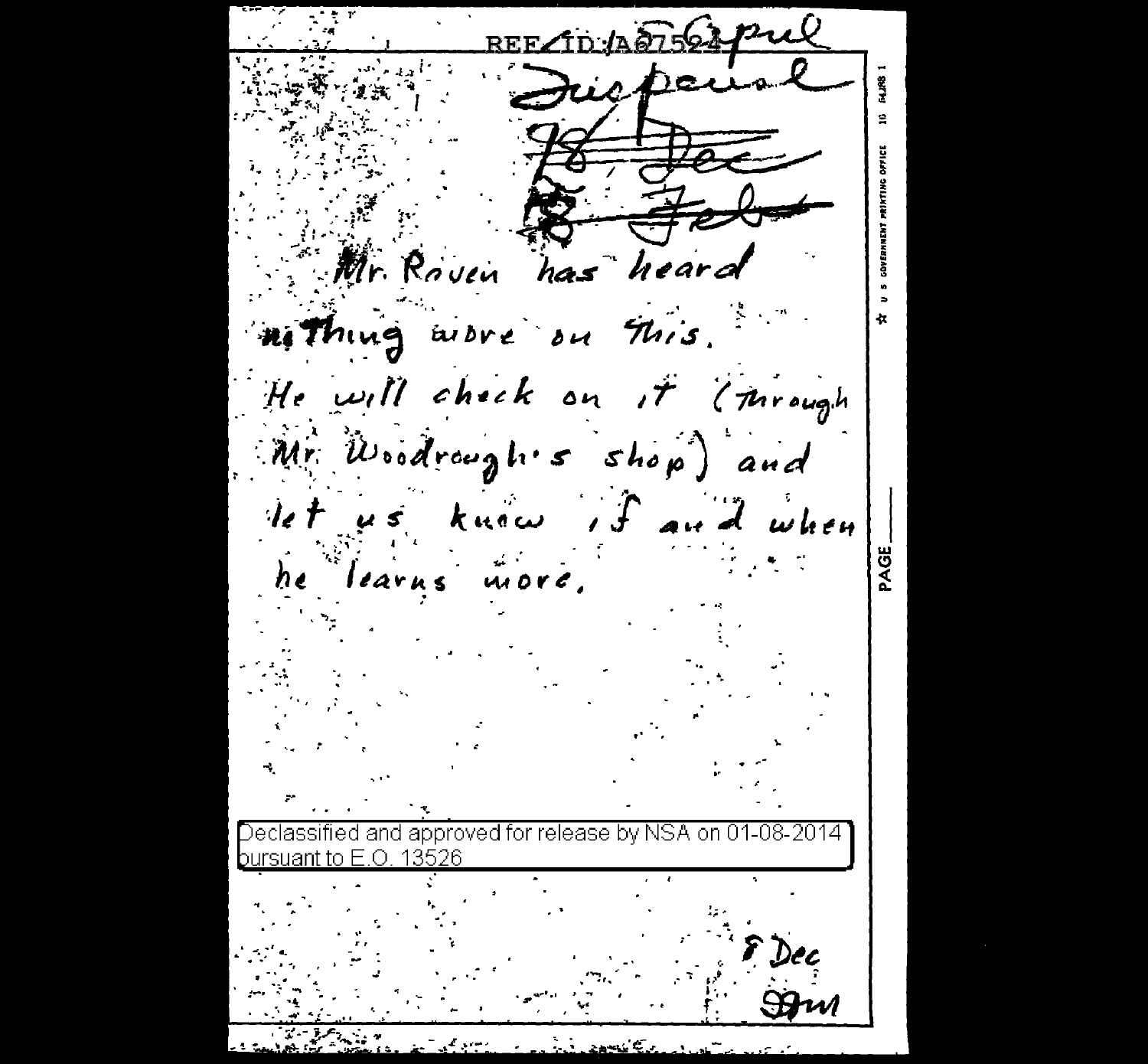REF ID:A67524

April

Suspense

~~18 Dec~~

~~18 Feb~~

Mr. Raven has heard nothing more on this. He will check on it (through Mr. Woodrough's shop) and let us know if and when he learns more.

Declassified and approved for release by NSA on 01-08-2014 pursuant to E.O. 13526

8 Dec

Sam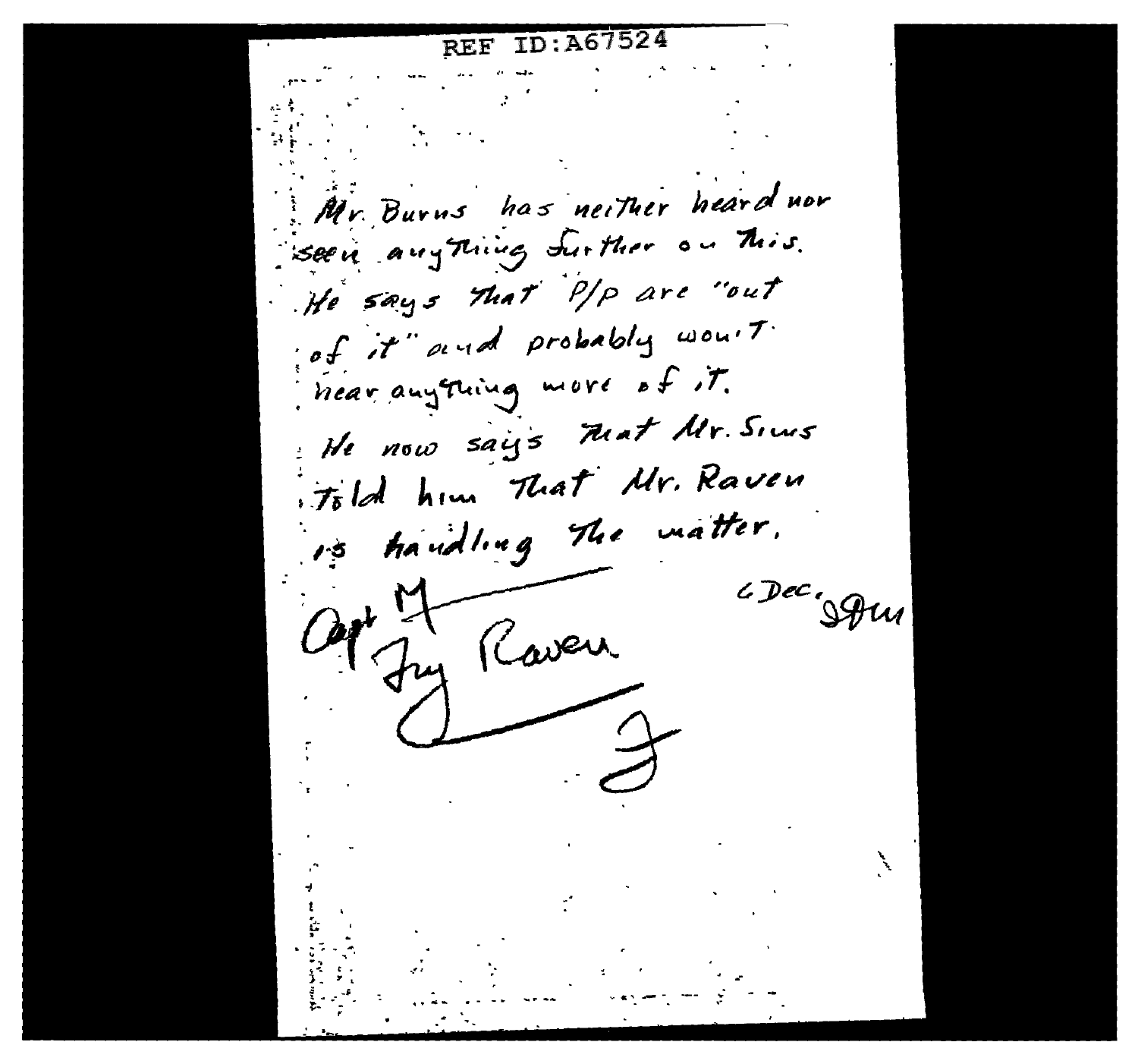REF ID:A67524

Mr. Burns has neither heard nor seen anything further on this. He says that P/P are "out of it" and probably won't hear anything more of it.

He now says that Mr. Sims told him That Mr. Raven is handling the matter.

6 Dec. JDM

Capt Fry Raven

F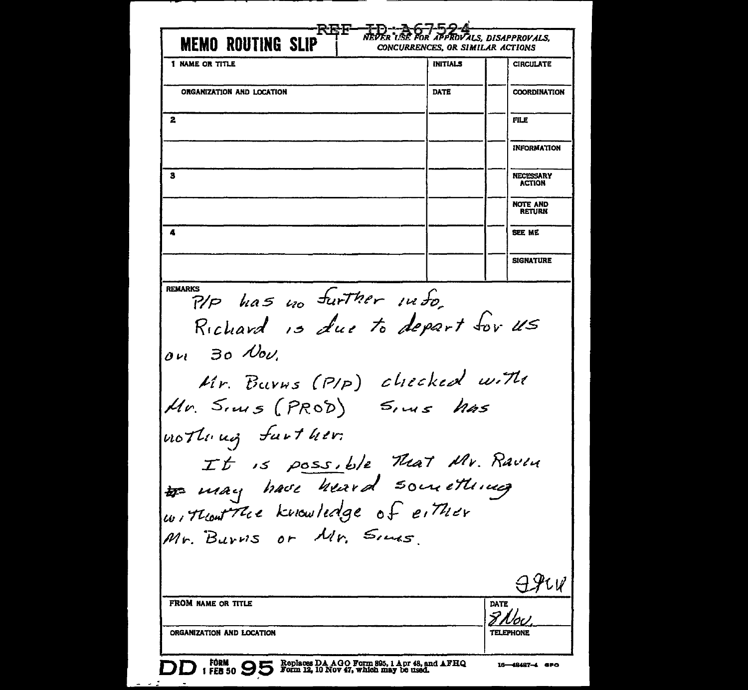REF ID:A67524

# MEMO ROUTING SLIP

*NEVER USE FOR APPROVALS, DISAPPROVALS, CONCURRENCES, OR SIMILAR ACTIONS*

| 1 NAME OR TITLE | INITIALS | | CIRCULATE |
|---|---|---|---|
| ORGANIZATION AND LOCATION | DATE | | COORDINATION |
| 2 | | | FILE |
| | | | INFORMATION |
| 3 | | | NECESSARY ACTION |
| | | | NOTE AND RETURN |
| 4 | | | SEE ME |
| | | | SIGNATURE |

REMARKS

P/P has no further info.

Richard is due to depart for US on 30 Nov.

Mr. Burns (P/P) checked with Mr. Sims (PROD) Sims has nothing further.

It is possible that Mr. Raven ~~is~~ may have heard something without the knowledge of either Mr. Burns or Mr. Sims.

JMW

| FROM NAME OR TITLE | DATE 8 Nov. |
|---|---|
| ORGANIZATION AND LOCATION | TELEPHONE |

DD FORM 1 FEB 50 95 Replaces DA AGO Form 895, 1 Apr 48, and AFHQ Form 12, 10 Nov 47, which may be used. 16—48487-4 GPO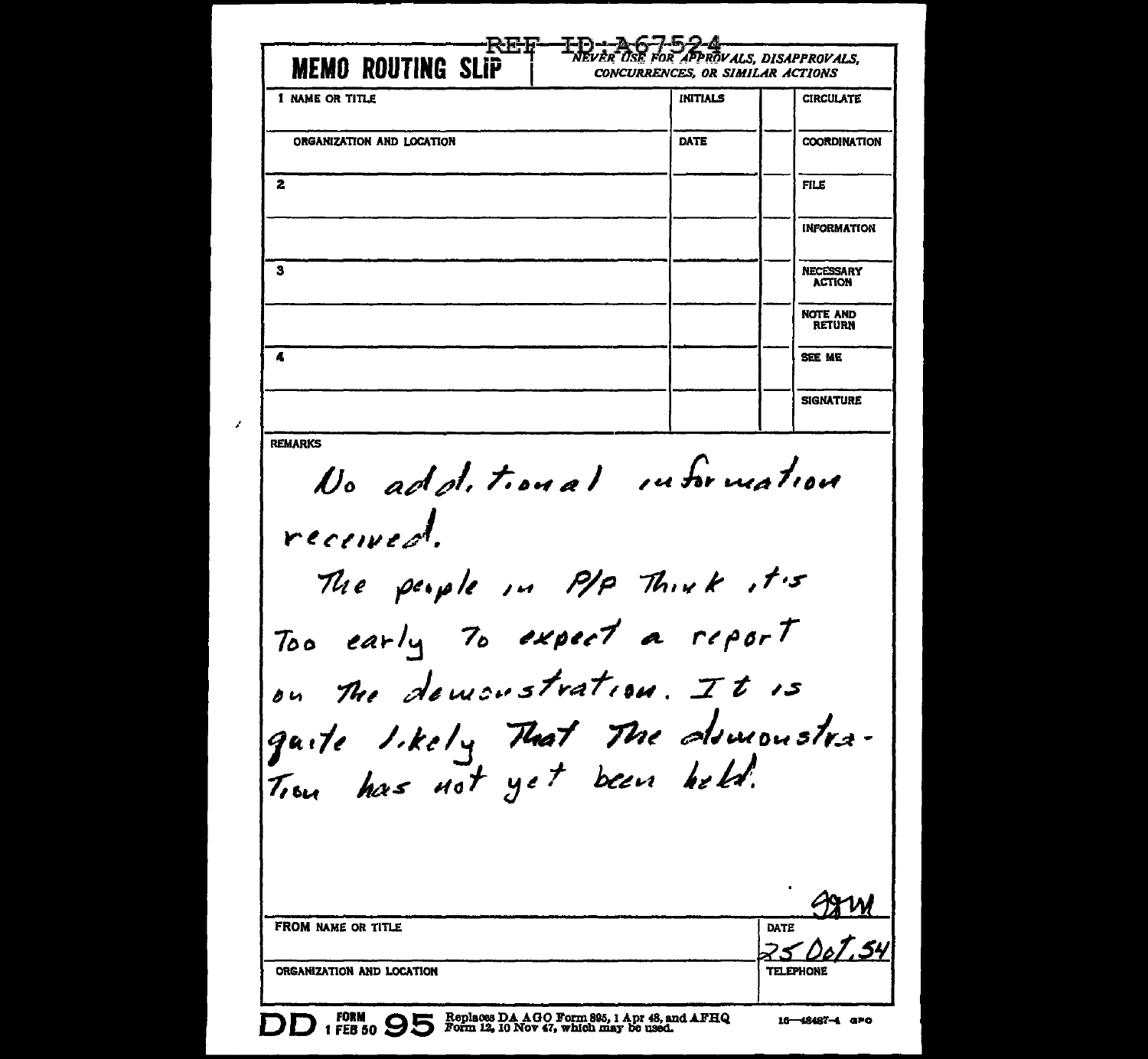REF ID:A67524

# MEMO ROUTING SLIP

*NEVER USE FOR APPROVALS, DISAPPROVALS, CONCURRENCES, OR SIMILAR ACTIONS*

| 1 NAME OR TITLE | INITIALS | | CIRCULATE |
|---|---|---|---|
| ORGANIZATION AND LOCATION | DATE | | COORDINATION |
| 2 | | | FILE |
| | | | INFORMATION |
| 3 | | | NECESSARY ACTION |
| | | | NOTE AND RETURN |
| 4 | | | SEE ME |
| | | | SIGNATURE |

REMARKS

No additional information received.

The people in P/P think it's too early to expect a report on the demonstration. It is quite likely that the demonstration has not yet been held.

ggm

| FROM NAME OR TITLE | DATE 25 Oct. 54 |
|---|---|
| ORGANIZATION AND LOCATION | TELEPHONE |

DD FORM 1 FEB 50 95 Replaces DA AGO Form 895, 1 Apr 48, and AFHQ Form 12, 10 Nov 47, which may be used.

16—48487-4 GPO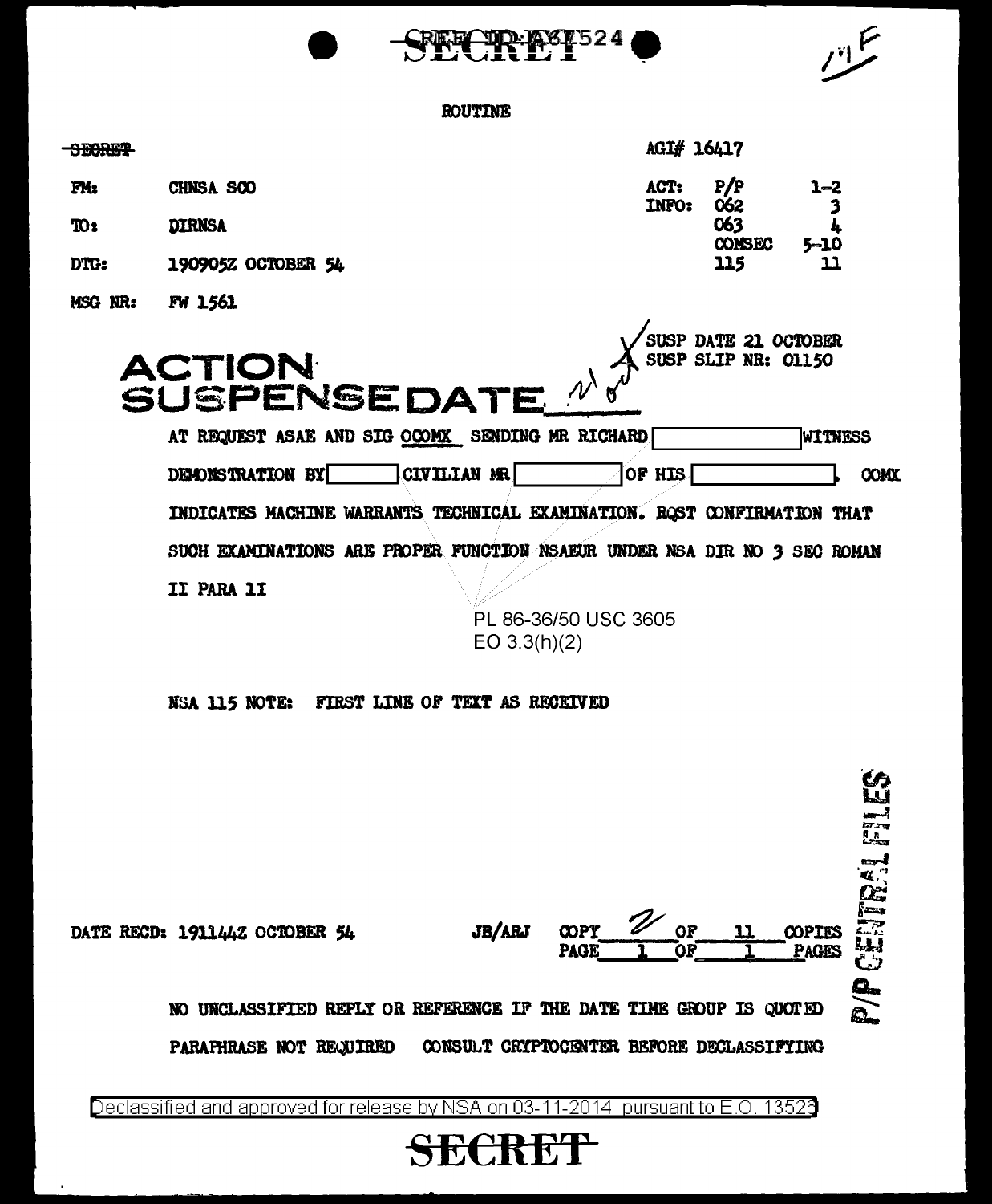SECRET

ROUTINE

~~SECRET~~

AGI# 16417

FM: CHNSA SCO

TO: DIRNSA

DTG: 190905Z OCTOBER 54

MSG NR: FW 1561

| | | |
|---|---|---|
| ACT: | P/P | 1-2 |
| INFO: | 062 | 3 |
| | 063 | 4 |
| | COMSEC | 5-10 |
| | 115 | 11 |

SUSP DATE 21 OCTOBER
SUSP SLIP NR: 01150

**ACTION SUSPENSE DATE** 21 Oct

AT REQUEST ASAE AND SIG OCOMX SENDING MR RICHARD [redacted] WITNESS DEMONSTRATION BY [redacted] CIVILIAN MR [redacted] OF HIS [redacted]. COMX INDICATES MACHINE WARRANTS TECHNICAL EXAMINATION. RQST CONFIRMATION THAT SUCH EXAMINATIONS ARE PROPER FUNCTION NSAEUR UNDER NSA DIR NO 3 SEC ROMAN II PARA 1I

PL 86-36/50 USC 3605
EO 3.3(h)(2)

NSA 115 NOTE: FIRST LINE OF TEXT AS RECEIVED

DATE RECD: 191144Z OCTOBER 54

JB/ARJ

COPY 2 OF 11 COPIES
PAGE 1 OF 1 PAGES

P/P CENTRAL FILES

NO UNCLASSIFIED REPLY OR REFERENCE IF THE DATE TIME GROUP IS QUOTED

PARAPHRASE NOT REQUIRED CONSULT CRYPTOCENTER BEFORE DECLASSIFYING

Declassified and approved for release by NSA on 03-11-2014 pursuant to E.O. 13526

SECRET